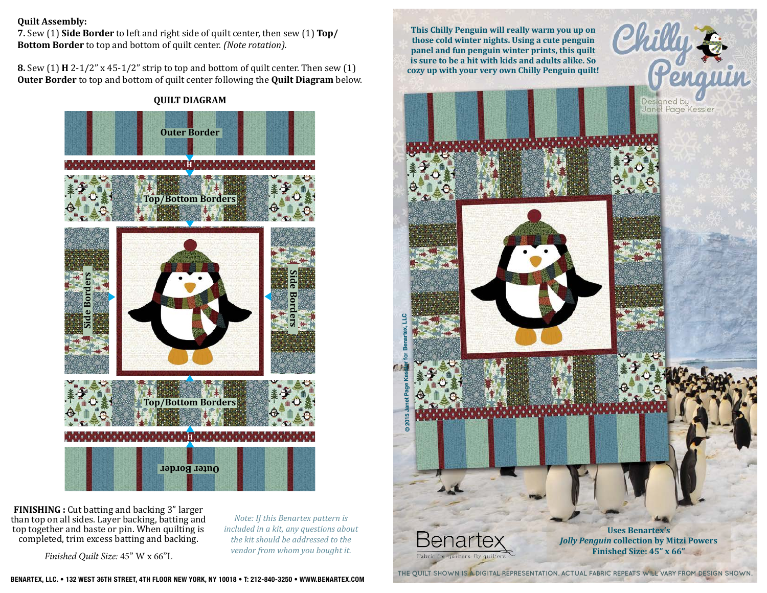**Quilt Assembly:**

**7.** Sew (1) **Side Border** to left and right side of quilt center, then sew (1) **Top/ Bottom Border** to top and bottom of quilt center. *(Note rotation).*

**8.** Sew (1) **H** 2-1/2" x 45-1/2" strip to top and bottom of quilt center. Then sew (1) **Outer Border** to top and bottom of quilt center following the **Quilt Diagram** below.

**QUILT DIAGRAM**

Outer Border

H

Top/Bottom Borders

Side Borders

Side Borders

Top/Bottom Borders

H

Outer Border

**FINISHING :** Cut batting and backing 3" larger than top on all sides. Layer backing, batting and top together and baste or pin. When quilting is completed, trim excess batting and backing.

*Finished Quilt Size:* 45" W x 66"L

*Note: If this Benartex pattern is included in a kit, any questions about the kit should be addressed to the vendor from whom you bought it.*

BENARTEX, LLC. • 132 WEST 36TH STREET, 4TH FLOOR NEW YORK, NY 10018 • T: 212-840-3250 • WWW.BENARTEX.COM

# Chilly Penguin

Designed by Janet Page Kessler

**This Chilly Penguin will really warm you up on those cold winter nights. Using a cute penguin panel and fun penguin winter prints, this quilt is sure to be a hit with kids and adults alike. So cozy up with your very own Chilly Penguin quilt!**

© 2015 Janet Page Kessler for Benartex, LLC

Benartex
Fabric for quilters. By quilters.

**Uses Benartex's**
***Jolly Penguin* collection by Mitzi Powers**
**Finished Size: 45" x 66"**

THE QUILT SHOWN IS A DIGITAL REPRESENTATION. ACTUAL FABRIC REPEATS WILL VARY FROM DESIGN SHOWN.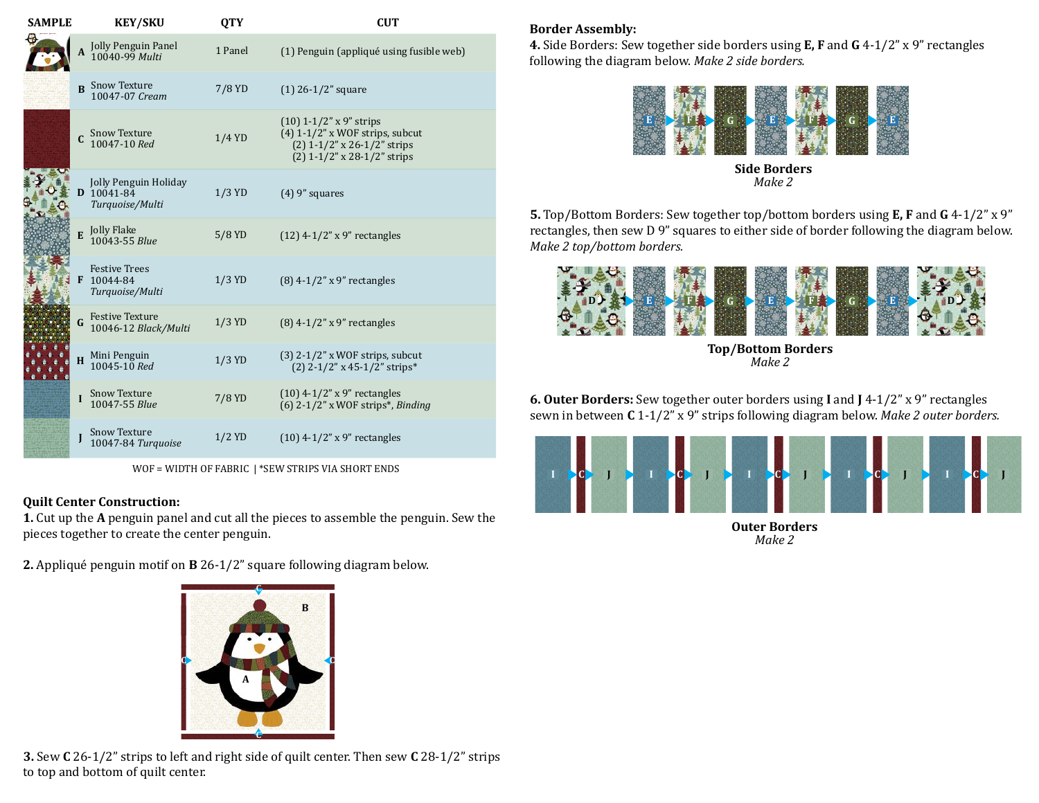| SAMPLE | KEY/SKU | QTY | CUT |
|---|---|---|---|
| | **A** Jolly Penguin Panel 10040-99 *Multi* | 1 Panel | (1) Penguin (appliqué using fusible web) |
| | **B** Snow Texture 10047-07 *Cream* | 7/8 YD | (1) 26-1/2" square |
| | **C** Snow Texture 10047-10 *Red* | 1/4 YD | (10) 1-1/2" x 9" strips<br>(4) 1-1/2" x WOF strips, subcut<br>(2) 1-1/2" x 26-1/2" strips<br>(2) 1-1/2" x 28-1/2" strips |
| | **D** Jolly Penguin Holiday 10041-84 *Turquoise/Multi* | 1/3 YD | (4) 9" squares |
| | **E** Jolly Flake 10043-55 *Blue* | 5/8 YD | (12) 4-1/2" x 9" rectangles |
| | **F** Festive Trees 10044-84 *Turquoise/Multi* | 1/3 YD | (8) 4-1/2" x 9" rectangles |
| | **G** Festive Texture 10046-12 *Black/Multi* | 1/3 YD | (8) 4-1/2" x 9" rectangles |
| | **H** Mini Penguin 10045-10 *Red* | 1/3 YD | (3) 2-1/2" x WOF strips, subcut<br>(2) 2-1/2" x 45-1/2" strips* |
| | **I** Snow Texture 10047-55 *Blue* | 7/8 YD | (10) 4-1/2" x 9" rectangles<br>(6) 2-1/2" x WOF strips*, *Binding* |
| | **J** Snow Texture 10047-84 *Turquoise* | 1/2 YD | (10) 4-1/2" x 9" rectangles |

WOF = WIDTH OF FABRIC | *SEW STRIPS VIA SHORT ENDS

**Quilt Center Construction:**

**1.** Cut up the **A** penguin panel and cut all the pieces to assemble the penguin. Sew the pieces together to create the center penguin.

**2.** Appliqué penguin motif on **B** 26-1/2" square following diagram below.

C
B
C
C
A
C

**3.** Sew **C** 26-1/2" strips to left and right side of quilt center. Then sew **C** 28-1/2" strips to top and bottom of quilt center.

**Border Assembly:**

**4.** Side Borders: Sew together side borders using **E, F** and **G** 4-1/2" x 9" rectangles following the diagram below. *Make 2 side borders.*

E F G E F G E

**Side Borders**
*Make 2*

**5.** Top/Bottom Borders: Sew together top/bottom borders using **E, F** and **G** 4-1/2" x 9" rectangles, then sew D 9" squares to either side of border following the diagram below. *Make 2 top/bottom borders.*

D E F G E F G E D

**Top/Bottom Borders**
*Make 2*

**6. Outer Borders:** Sew together outer borders using **I** and **J** 4-1/2" x 9" rectangles sewn in between **C** 1-1/2" x 9" strips following diagram below. *Make 2 outer borders.*

I C J I C J I C J I C J I C J

**Outer Borders**
*Make 2*